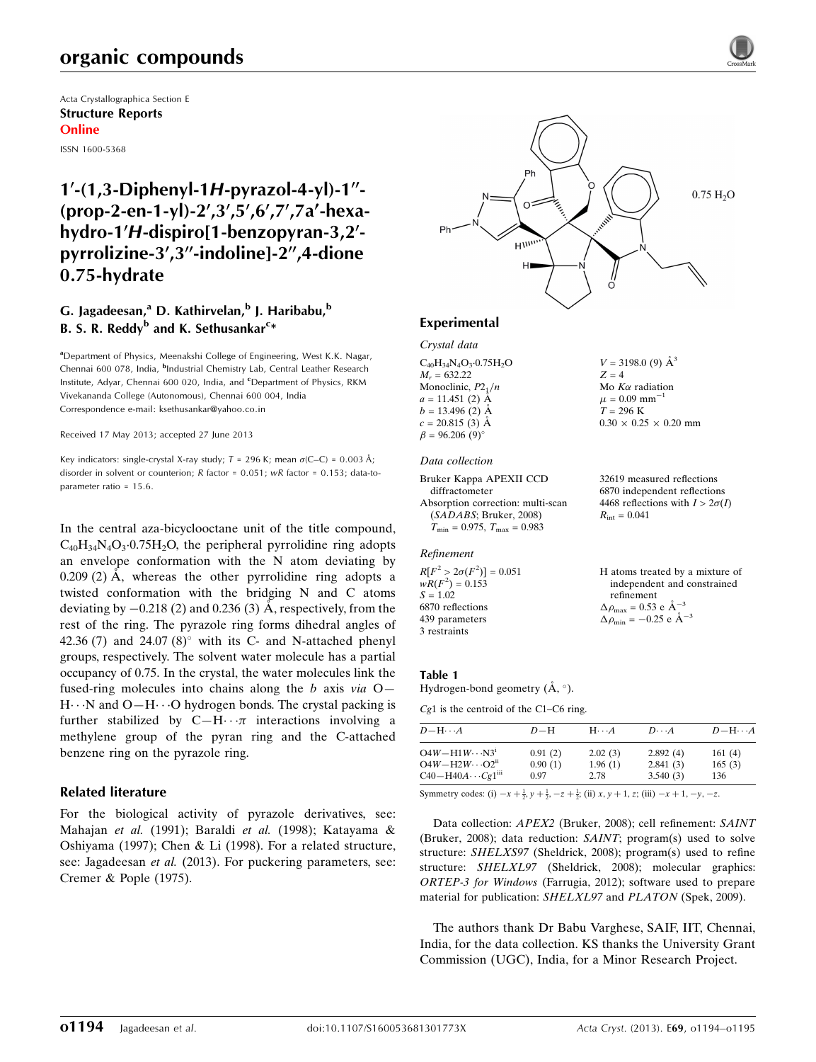# organic compounds

Acta Crystallographica Section E
**Structure Reports Online**

ISSN 1600-5368

## 1′-(1,3-Diphenyl-1*H*-pyrazol-4-yl)-1″-(prop-2-en-1-yl)-2′,3′,5′,6′,7′,7a′-hexahydro-1′*H*-dispiro[1-benzopyran-3,2′-pyrrolizine-3′,3″-indoline]-2″,4-dione 0.75-hydrate

**G. Jagadeesan,[a] D. Kathirvelan,[b] J. Haribabu,[b] B. S. R. Reddy[b] and K. Sethusankar[c]***

[a]Department of Physics, Meenakshi College of Engineering, West K.K. Nagar, Chennai 600 078, India, [b]Industrial Chemistry Lab, Central Leather Research Institute, Adyar, Chennai 600 020, India, and [c]Department of Physics, RKM Vivekananda College (Autonomous), Chennai 600 004, India
Correspondence e-mail: ksethusankar@yahoo.co.in

Received 17 May 2013; accepted 27 June 2013

Key indicators: single-crystal X-ray study; $T = 296$ K; mean $\sigma$(C–C) = 0.003 Å; disorder in solvent or counterion; $R$ factor = 0.051; $wR$ factor = 0.153; data-to-parameter ratio = 15.6.

In the central aza-bicyclooctane unit of the title compound, $C_{40}H_{34}N_4O_3 \cdot 0.75H_2O$, the peripheral pyrrolidine ring adopts an envelope conformation with the N atom deviating by 0.209 (2) Å, whereas the other pyrrolidine ring adopts a twisted conformation with the bridging N and C atoms deviating by −0.218 (2) and 0.236 (3) Å, respectively, from the rest of the ring. The pyrazole ring forms dihedral angles of 42.36 (7) and 24.07 (8)° with its C- and N-attached phenyl groups, respectively. The solvent water molecule has a partial occupancy of 0.75. In the crystal, the water molecules link the fused-ring molecules into chains along the $b$ axis *via* O—H⋯N and O—H⋯O hydrogen bonds. The crystal packing is further stabilized by C—H⋯π interactions involving a methylene group of the pyran ring and the C-attached benzene ring on the pyrazole ring.

### Related literature

For the biological activity of pyrazole derivatives, see: Mahajan *et al.* (1991); Baraldi *et al.* (1998); Katayama & Oshiyama (1997); Chen & Li (1998). For a related structure, see: Jagadeesan *et al.* (2013). For puckering parameters, see: Cremer & Pople (1975).

### Experimental

#### Crystal data

$C_{40}H_{34}N_4O_3 \cdot 0.75H_2O$
$M_r = 632.22$
Monoclinic, $P2_1/n$
$a = 11.451$ (2) Å
$b = 13.496$ (2) Å
$c = 20.815$ (3) Å
$\beta = 96.206$ (9)°
$V = 3198.0$ (9) Å$^3$
$Z = 4$
Mo $K\alpha$ radiation
$\mu = 0.09$ mm$^{-1}$
$T = 296$ K
0.30 × 0.25 × 0.20 mm

#### Data collection

Bruker Kappa APEXII CCD diffractometer
Absorption correction: multi-scan (*SADABS*; Bruker, 2008)
$T_{min} = 0.975$, $T_{max} = 0.983$
32619 measured reflections
6870 independent reflections
4468 reflections with $I > 2\sigma(I)$
$R_{int} = 0.041$

#### Refinement

$R[F^2 > 2\sigma(F^2)] = 0.051$
$wR(F^2) = 0.153$
$S = 1.02$
6870 reflections
439 parameters
3 restraints
H atoms treated by a mixture of independent and constrained refinement
$\Delta\rho_{max} = 0.53$ e Å$^{-3}$
$\Delta\rho_{min} = -0.25$ e Å$^{-3}$

**Table 1**
Hydrogen-bond geometry (Å, °).

*Cg*1 is the centroid of the C1–C6 ring.

| $D$—H⋯$A$ | $D$—H | H⋯$A$ | $D$⋯$A$ | $D$—H⋯$A$ |
|---|---|---|---|---|
| O4$W$—H1$W$⋯N3$^{i}$ | 0.91 (2) | 2.02 (3) | 2.892 (4) | 161 (4) |
| O4$W$—H2$W$⋯O2$^{ii}$ | 0.90 (1) | 1.96 (1) | 2.841 (3) | 165 (3) |
| C40—H40$A$⋯*Cg*1$^{iii}$ | 0.97 | 2.78 | 3.540 (3) | 136 |

Symmetry codes: (i) $-x+\frac{1}{2}, y+\frac{1}{2}, -z+\frac{1}{2}$; (ii) $x, y+1, z$; (iii) $-x+1, -y, -z$.

Data collection: *APEX2* (Bruker, 2008); cell refinement: *SAINT* (Bruker, 2008); data reduction: *SAINT*; program(s) used to solve structure: *SHELXS97* (Sheldrick, 2008); program(s) used to refine structure: *SHELXL97* (Sheldrick, 2008); molecular graphics: *ORTEP-3 for Windows* (Farrugia, 2012); software used to prepare material for publication: *SHELXL97* and *PLATON* (Spek, 2009).

The authors thank Dr Babu Varghese, SAIF, IIT, Chennai, India, for the data collection. KS thanks the University Grant Commission (UGC), India, for a Minor Research Project.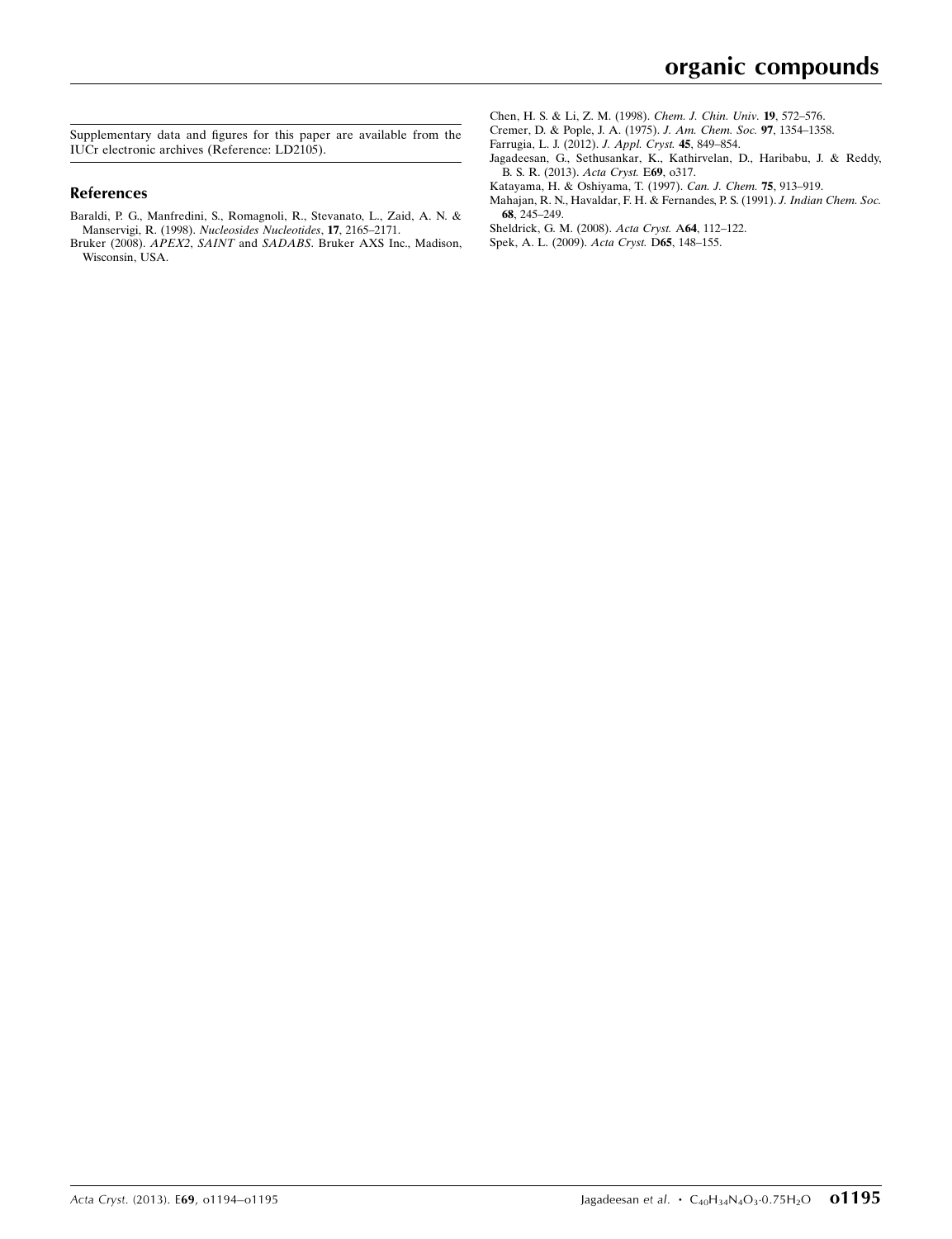Supplementary data and figures for this paper are available from the IUCr electronic archives (Reference: LD2105).

## References

Baraldi, P. G., Manfredini, S., Romagnoli, R., Stevanato, L., Zaid, A. N. & Manservigi, R. (1998). *Nucleosides Nucleotides*, **17**, 2165–2171.

Bruker (2008). *APEX2*, *SAINT* and *SADABS*. Bruker AXS Inc., Madison, Wisconsin, USA.

Chen, H. S. & Li, Z. M. (1998). *Chem. J. Chin. Univ.* **19**, 572–576.

Cremer, D. & Pople, J. A. (1975). *J. Am. Chem. Soc.* **97**, 1354–1358.

Farrugia, L. J. (2012). *J. Appl. Cryst.* **45**, 849–854.

Jagadeesan, G., Sethusankar, K., Kathirvelan, D., Haribabu, J. & Reddy, B. S. R. (2013). *Acta Cryst.* E**69**, o317.

Katayama, H. & Oshiyama, T. (1997). *Can. J. Chem.* **75**, 913–919.

Mahajan, R. N., Havaldar, F. H. & Fernandes, P. S. (1991). *J. Indian Chem. Soc.* **68**, 245–249.

Sheldrick, G. M. (2008). *Acta Cryst.* A**64**, 112–122.

Spek, A. L. (2009). *Acta Cryst.* D**65**, 148–155.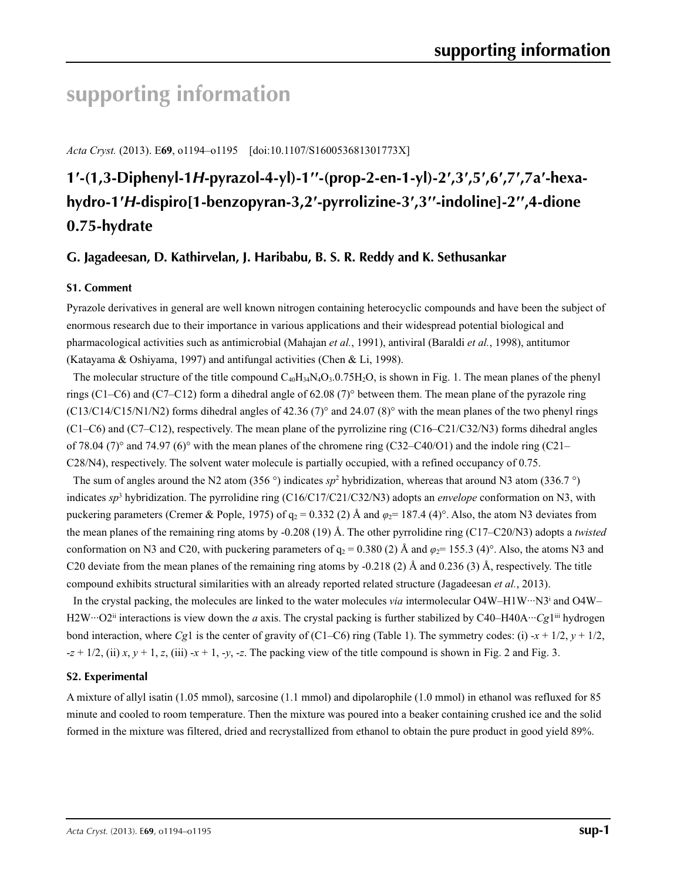# supporting information

*Acta Cryst.* (2013). E**69**, o1194–o1195    [doi:10.1107/S160053681301773X]

## 1′-(1,3-Diphenyl-1*H*-pyrazol-4-yl)-1′′-(prop-2-en-1-yl)-2′,3′,5′,6′,7′,7a′-hexahydro-1′*H*-dispiro[1-benzopyran-3,2′-pyrrolizine-3′,3′′-indoline]-2′′,4-dione 0.75-hydrate

### G. Jagadeesan, D. Kathirvelan, J. Haribabu, B. S. R. Reddy and K. Sethusankar

#### S1. Comment

Pyrazole derivatives in general are well known nitrogen containing heterocyclic compounds and have been the subject of enormous research due to their importance in various applications and their widespread potential biological and pharmacological activities such as antimicrobial (Mahajan *et al.*, 1991), antiviral (Baraldi *et al.*, 1998), antitumor (Katayama & Oshiyama, 1997) and antifungal activities (Chen & Li, 1998).

The molecular structure of the title compound $C_{40}H_{34}N_4O_3.0.75H_2O$, is shown in Fig. 1. The mean planes of the phenyl rings (C1–C6) and (C7–C12) form a dihedral angle of 62.08 (7)° between them. The mean plane of the pyrazole ring (C13/C14/C15/N1/N2) forms dihedral angles of 42.36 (7)° and 24.07 (8)° with the mean planes of the two phenyl rings (C1–C6) and (C7–C12), respectively. The mean plane of the pyrrolizine ring (C16–C21/C32/N3) forms dihedral angles of 78.04 (7)° and 74.97 (6)° with the mean planes of the chromene ring (C32–C40/O1) and the indole ring (C21–C28/N4), respectively. The solvent water molecule is partially occupied, with a refined occupancy of 0.75.

The sum of angles around the N2 atom (356 °) indicates $sp^2$ hybridization, whereas that around N3 atom (336.7 °) indicates $sp^3$ hybridization. The pyrrolidine ring (C16/C17/C21/C32/N3) adopts an *envelope* conformation on N3, with puckering parameters (Cremer & Pople, 1975) of $q_2$ = 0.332 (2) Å and $\varphi_2$= 187.4 (4)°. Also, the atom N3 deviates from the mean planes of the remaining ring atoms by -0.208 (19) Å. The other pyrrolidine ring (C17–C20/N3) adopts a *twisted* conformation on N3 and C20, with puckering parameters of $q_2$ = 0.380 (2) Å and $\varphi_2$= 155.3 (4)°. Also, the atoms N3 and C20 deviate from the mean planes of the remaining ring atoms by -0.218 (2) Å and 0.236 (3) Å, respectively. The title compound exhibits structural similarities with an already reported related structure (Jagadeesan *et al.*, 2013).

In the crystal packing, the molecules are linked to the water molecules *via* intermolecular O4W–H1W···N3[i] and O4W–H2W···O2[ii] interactions is view down the *a* axis. The crystal packing is further stabilized by C40–H40A···*Cg*1[iii] hydrogen bond interaction, where *Cg*1 is the center of gravity of (C1–C6) ring (Table 1). The symmetry codes: (i) -*x* + 1/2, *y* + 1/2, -*z* + 1/2, (ii) *x*, *y* + 1, *z*, (iii) -*x* + 1, -*y*, -*z*. The packing view of the title compound is shown in Fig. 2 and Fig. 3.

#### S2. Experimental

A mixture of allyl isatin (1.05 mmol), sarcosine (1.1 mmol) and dipolarophile (1.0 mmol) in ethanol was refluxed for 85 minute and cooled to room temperature. Then the mixture was poured into a beaker containing crushed ice and the solid formed in the mixture was filtered, dried and recrystallized from ethanol to obtain the pure product in good yield 89%.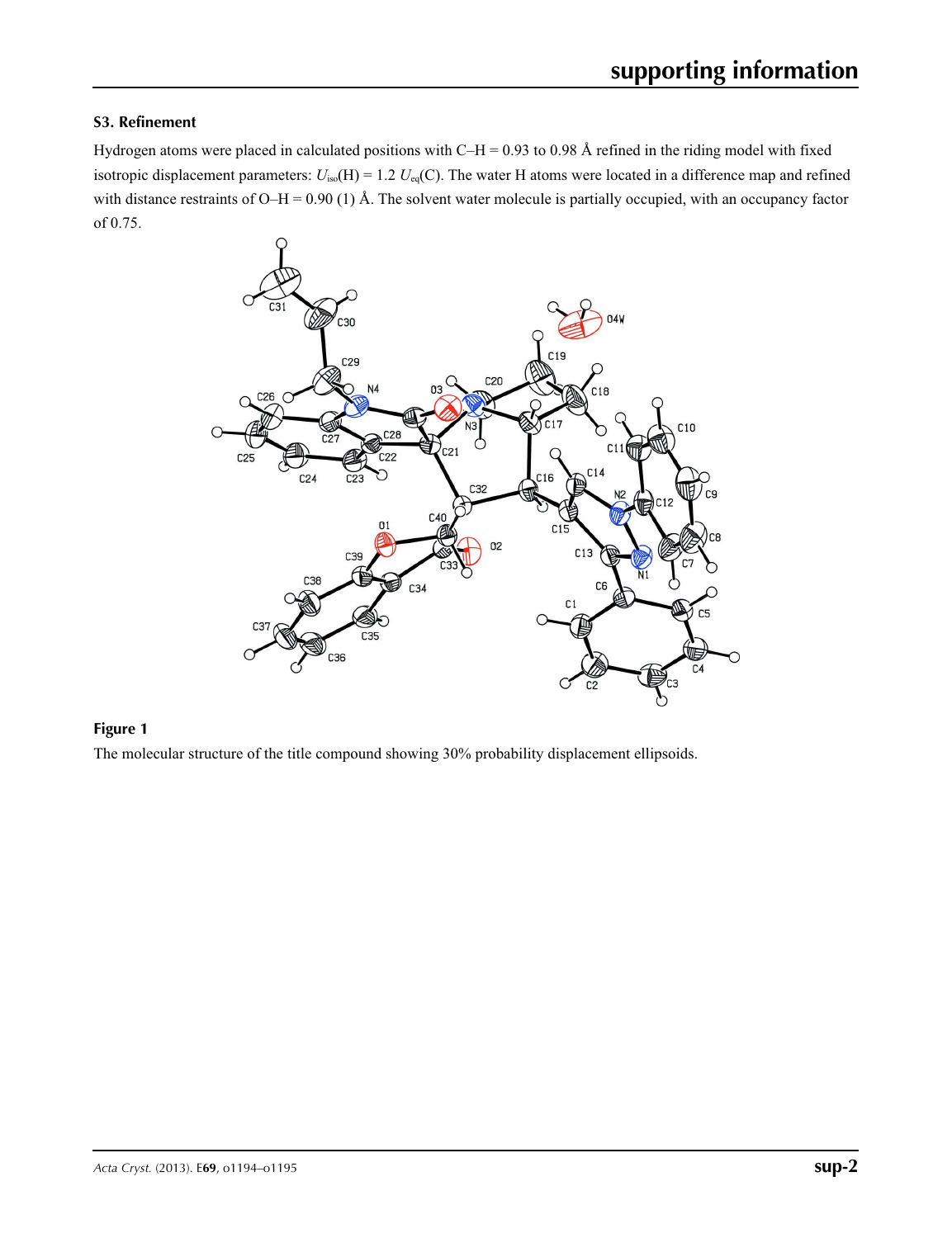### S3. Refinement

Hydrogen atoms were placed in calculated positions with C–H = 0.93 to 0.98 Å refined in the riding model with fixed isotropic displacement parameters: $U_{iso}(H) = 1.2 U_{eq}(C)$. The water H atoms were located in a difference map and refined with distance restraints of O–H = 0.90 (1) Å. The solvent water molecule is partially occupied, with an occupancy factor of 0.75.

**Figure 1**

The molecular structure of the title compound showing 30% probability displacement ellipsoids.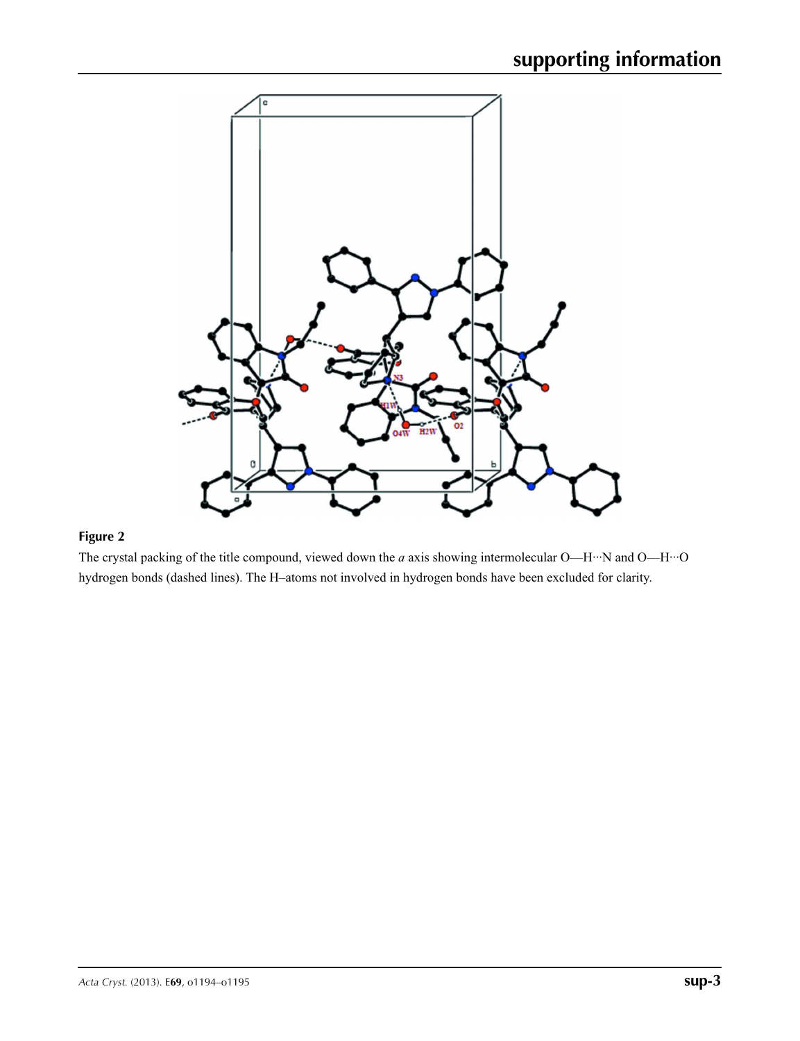**Figure 2**

The crystal packing of the title compound, viewed down the *a* axis showing intermolecular O—H···N and O—H···O hydrogen bonds (dashed lines). The H–atoms not involved in hydrogen bonds have been excluded for clarity.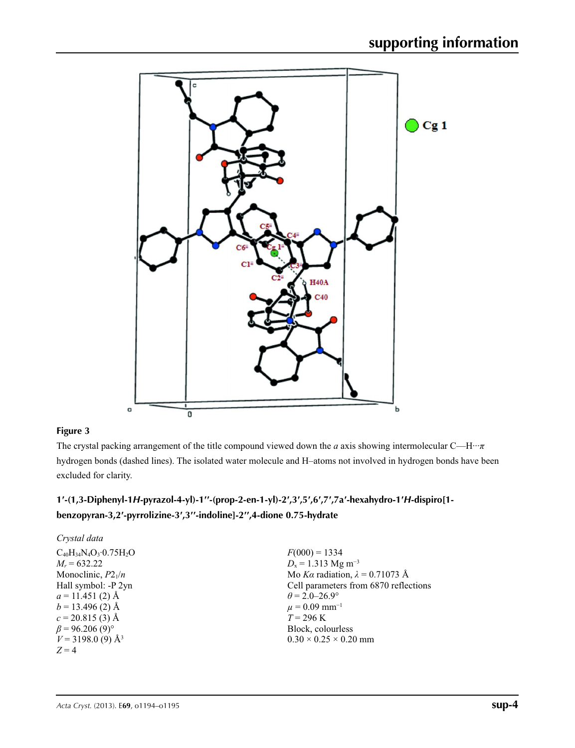**Figure 3**

The crystal packing arrangement of the title compound viewed down the *a* axis showing intermolecular C—H···$\pi$ hydrogen bonds (dashed lines). The isolated water molecule and H–atoms not involved in hydrogen bonds have been excluded for clarity.

## 1′-(1,3-Diphenyl-1*H*-pyrazol-4-yl)-1′′-(prop-2-en-1-yl)-2′,3′,5′,6′,7′,7a′-hexahydro-1′*H*-dispiro[1-benzopyran-3,2′-pyrrolizine-3′,3′′-indoline]-2′′,4-dione 0.75-hydrate

### *Crystal data*

$C_{40}H_{34}N_4O_3 \cdot 0.75H_2O$
$M_r = 632.22$
Monoclinic, $P2_1/n$
Hall symbol: -P 2yn
$a = 11.451$ (2) Å
$b = 13.496$ (2) Å
$c = 20.815$ (3) Å
$\beta = 96.206$ (9)°
$V = 3198.0$ (9) Å$^3$
$Z = 4$
$F(000) = 1334$
$D_x = 1.313$ Mg m$^{-3}$
Mo $K\alpha$ radiation, $\lambda = 0.71073$ Å
Cell parameters from 6870 reflections
$\theta = 2.0$–26.9°
$\mu = 0.09$ mm$^{-1}$
$T = 296$ K
Block, colourless
0.30 × 0.25 × 0.20 mm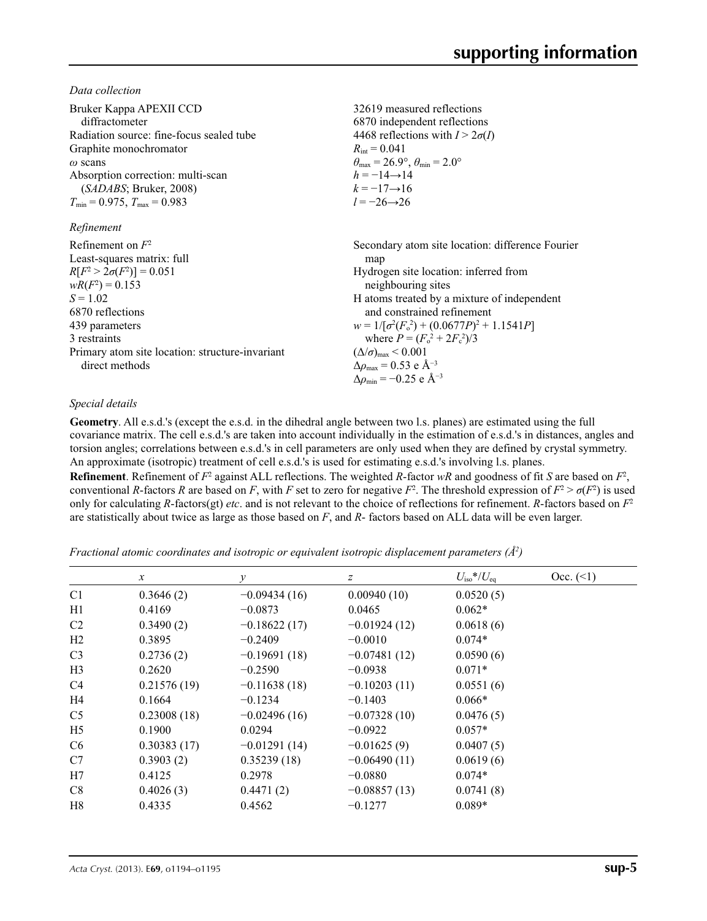*Data collection*

Bruker Kappa APEXII CCD diffractometer
Radiation source: fine-focus sealed tube
Graphite monochromator
$\omega$ scans
Absorption correction: multi-scan (*SADABS*; Bruker, 2008)
$T_{min}$ = 0.975, $T_{max}$ = 0.983

32619 measured reflections
6870 independent reflections
4468 reflections with $I > 2\sigma(I)$
$R_{int}$ = 0.041
$\theta_{max}$ = 26.9°, $\theta_{min}$ = 2.0°
$h = -14 \rightarrow 14$
$k = -17 \rightarrow 16$
$l = -26 \rightarrow 26$

*Refinement*

Refinement on $F^2$
Least-squares matrix: full
$R[F^2 > 2\sigma(F^2)] = 0.051$
$wR(F^2) = 0.153$
$S = 1.02$
6870 reflections
439 parameters
3 restraints
Primary atom site location: structure-invariant direct methods

Secondary atom site location: difference Fourier map
Hydrogen site location: inferred from neighbouring sites
H atoms treated by a mixture of independent and constrained refinement
$w = 1/[\sigma^2(F_o^2) + (0.0677P)^2 + 1.1541P]$ where $P = (F_o^2 + 2F_c^2)/3$
$(\Delta/\sigma)_{max} < 0.001$
$\Delta\rho_{max}$ = 0.53 e Å$^{-3}$
$\Delta\rho_{min}$ = −0.25 e Å$^{-3}$

*Special details*

**Geometry**. All e.s.d.'s (except the e.s.d. in the dihedral angle between two l.s. planes) are estimated using the full covariance matrix. The cell e.s.d.'s are taken into account individually in the estimation of e.s.d.'s in distances, angles and torsion angles; correlations between e.s.d.'s in cell parameters are only used when they are defined by crystal symmetry. An approximate (isotropic) treatment of cell e.s.d.'s is used for estimating e.s.d.'s involving l.s. planes.

**Refinement**. Refinement of $F^2$ against ALL reflections. The weighted *R*-factor *wR* and goodness of fit *S* are based on $F^2$, conventional *R*-factors *R* are based on *F*, with *F* set to zero for negative $F^2$. The threshold expression of $F^2 > \sigma(F^2)$ is used only for calculating *R*-factors(gt) *etc*. and is not relevant to the choice of reflections for refinement. *R*-factors based on $F^2$ are statistically about twice as large as those based on *F*, and *R*- factors based on ALL data will be even larger.

*Fractional atomic coordinates and isotropic or equivalent isotropic displacement parameters (Å$^2$)*

| | $x$ | $y$ | $z$ | $U_{iso}$*/$U_{eq}$ | Occ. (<1) |
|---|---|---|---|---|---|
| C1 | 0.3646 (2) | −0.09434 (16) | 0.00940 (10) | 0.0520 (5) | |
| H1 | 0.4169 | −0.0873 | 0.0465 | 0.062* | |
| C2 | 0.3490 (2) | −0.18622 (17) | −0.01924 (12) | 0.0618 (6) | |
| H2 | 0.3895 | −0.2409 | −0.0010 | 0.074* | |
| C3 | 0.2736 (2) | −0.19691 (18) | −0.07481 (12) | 0.0590 (6) | |
| H3 | 0.2620 | −0.2590 | −0.0938 | 0.071* | |
| C4 | 0.21576 (19) | −0.11638 (18) | −0.10203 (11) | 0.0551 (6) | |
| H4 | 0.1664 | −0.1234 | −0.1403 | 0.066* | |
| C5 | 0.23008 (18) | −0.02496 (16) | −0.07328 (10) | 0.0476 (5) | |
| H5 | 0.1900 | 0.0294 | −0.0922 | 0.057* | |
| C6 | 0.30383 (17) | −0.01291 (14) | −0.01625 (9) | 0.0407 (5) | |
| C7 | 0.3903 (2) | 0.35239 (18) | −0.06490 (11) | 0.0619 (6) | |
| H7 | 0.4125 | 0.2978 | −0.0880 | 0.074* | |
| C8 | 0.4026 (3) | 0.4471 (2) | −0.08857 (13) | 0.0741 (8) | |
| H8 | 0.4335 | 0.4562 | −0.1277 | 0.089* | |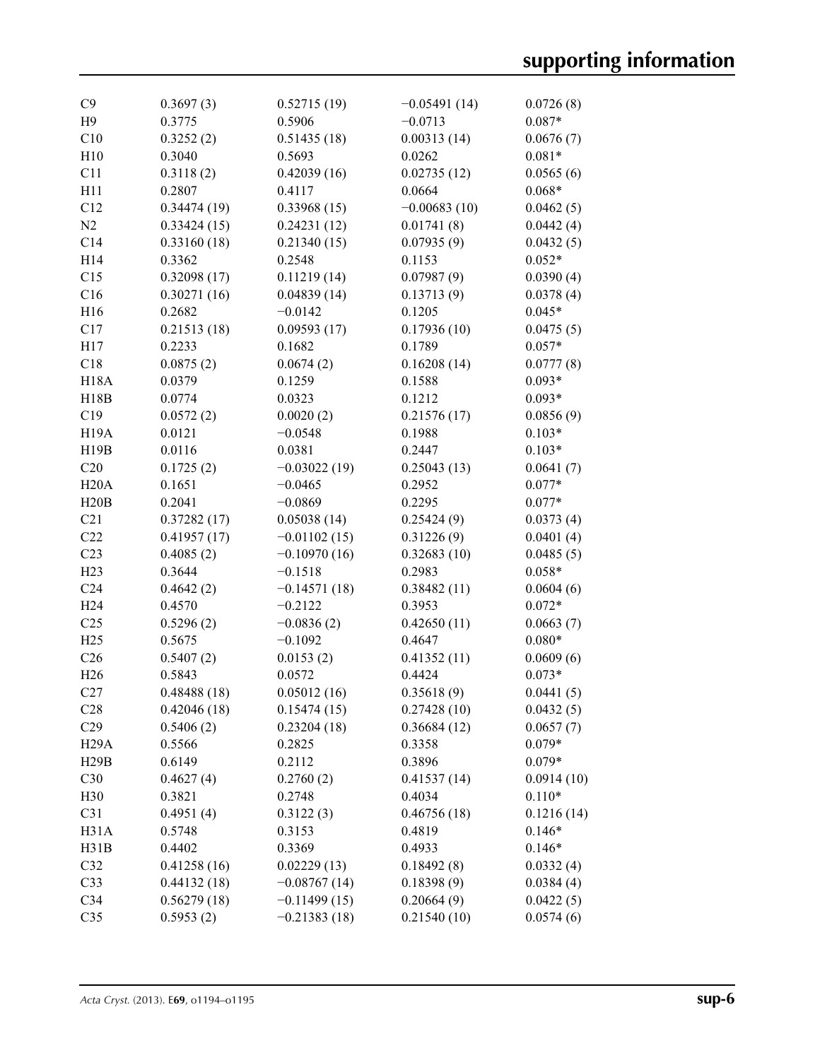| | | | | |
|---|---|---|---|---|
| C9 | 0.3697 (3) | 0.52715 (19) | −0.05491 (14) | 0.0726 (8) |
| H9 | 0.3775 | 0.5906 | −0.0713 | 0.087* |
| C10 | 0.3252 (2) | 0.51435 (18) | 0.00313 (14) | 0.0676 (7) |
| H10 | 0.3040 | 0.5693 | 0.0262 | 0.081* |
| C11 | 0.3118 (2) | 0.42039 (16) | 0.02735 (12) | 0.0565 (6) |
| H11 | 0.2807 | 0.4117 | 0.0664 | 0.068* |
| C12 | 0.34474 (19) | 0.33968 (15) | −0.00683 (10) | 0.0462 (5) |
| N2 | 0.33424 (15) | 0.24231 (12) | 0.01741 (8) | 0.0442 (4) |
| C14 | 0.33160 (18) | 0.21340 (15) | 0.07935 (9) | 0.0432 (5) |
| H14 | 0.3362 | 0.2548 | 0.1153 | 0.052* |
| C15 | 0.32098 (17) | 0.11219 (14) | 0.07987 (9) | 0.0390 (4) |
| C16 | 0.30271 (16) | 0.04839 (14) | 0.13713 (9) | 0.0378 (4) |
| H16 | 0.2682 | −0.0142 | 0.1205 | 0.045* |
| C17 | 0.21513 (18) | 0.09593 (17) | 0.17936 (10) | 0.0475 (5) |
| H17 | 0.2233 | 0.1682 | 0.1789 | 0.057* |
| C18 | 0.0875 (2) | 0.0674 (2) | 0.16208 (14) | 0.0777 (8) |
| H18A | 0.0379 | 0.1259 | 0.1588 | 0.093* |
| H18B | 0.0774 | 0.0323 | 0.1212 | 0.093* |
| C19 | 0.0572 (2) | 0.0020 (2) | 0.21576 (17) | 0.0856 (9) |
| H19A | 0.0121 | −0.0548 | 0.1988 | 0.103* |
| H19B | 0.0116 | 0.0381 | 0.2447 | 0.103* |
| C20 | 0.1725 (2) | −0.03022 (19) | 0.25043 (13) | 0.0641 (7) |
| H20A | 0.1651 | −0.0465 | 0.2952 | 0.077* |
| H20B | 0.2041 | −0.0869 | 0.2295 | 0.077* |
| C21 | 0.37282 (17) | 0.05038 (14) | 0.25424 (9) | 0.0373 (4) |
| C22 | 0.41957 (17) | −0.01102 (15) | 0.31226 (9) | 0.0401 (4) |
| C23 | 0.4085 (2) | −0.10970 (16) | 0.32683 (10) | 0.0485 (5) |
| H23 | 0.3644 | −0.1518 | 0.2983 | 0.058* |
| C24 | 0.4642 (2) | −0.14571 (18) | 0.38482 (11) | 0.0604 (6) |
| H24 | 0.4570 | −0.2122 | 0.3953 | 0.072* |
| C25 | 0.5296 (2) | −0.0836 (2) | 0.42650 (11) | 0.0663 (7) |
| H25 | 0.5675 | −0.1092 | 0.4647 | 0.080* |
| C26 | 0.5407 (2) | 0.0153 (2) | 0.41352 (11) | 0.0609 (6) |
| H26 | 0.5843 | 0.0572 | 0.4424 | 0.073* |
| C27 | 0.48488 (18) | 0.05012 (16) | 0.35618 (9) | 0.0441 (5) |
| C28 | 0.42046 (18) | 0.15474 (15) | 0.27428 (10) | 0.0432 (5) |
| C29 | 0.5406 (2) | 0.23204 (18) | 0.36684 (12) | 0.0657 (7) |
| H29A | 0.5566 | 0.2825 | 0.3358 | 0.079* |
| H29B | 0.6149 | 0.2112 | 0.3896 | 0.079* |
| C30 | 0.4627 (4) | 0.2760 (2) | 0.41537 (14) | 0.0914 (10) |
| H30 | 0.3821 | 0.2748 | 0.4034 | 0.110* |
| C31 | 0.4951 (4) | 0.3122 (3) | 0.46756 (18) | 0.1216 (14) |
| H31A | 0.5748 | 0.3153 | 0.4819 | 0.146* |
| H31B | 0.4402 | 0.3369 | 0.4933 | 0.146* |
| C32 | 0.41258 (16) | 0.02229 (13) | 0.18492 (8) | 0.0332 (4) |
| C33 | 0.44132 (18) | −0.08767 (14) | 0.18398 (9) | 0.0384 (4) |
| C34 | 0.56279 (18) | −0.11499 (15) | 0.20664 (9) | 0.0422 (5) |
| C35 | 0.5953 (2) | −0.21383 (18) | 0.21540 (10) | 0.0574 (6) |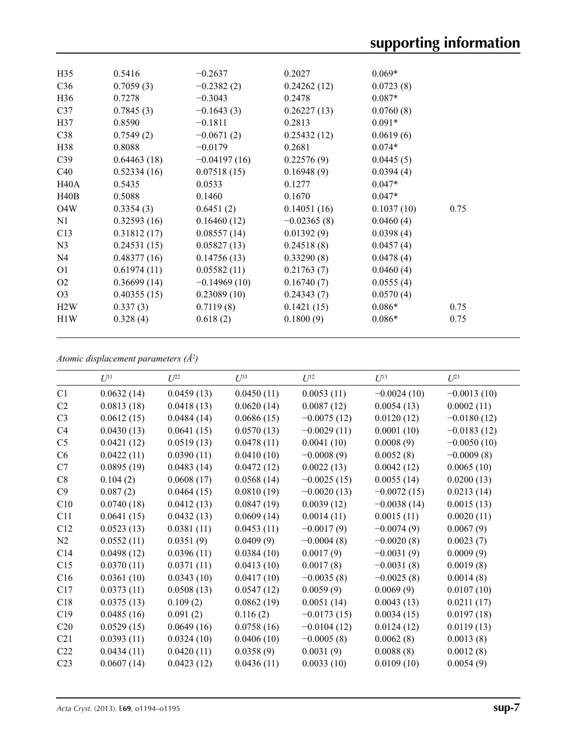| | | | | | |
|---|---|---|---|---|---|
| H35 | 0.5416 | −0.2637 | 0.2027 | 0.069* | |
| C36 | 0.7059 (3) | −0.2382 (2) | 0.24262 (12) | 0.0723 (8) | |
| H36 | 0.7278 | −0.3043 | 0.2478 | 0.087* | |
| C37 | 0.7845 (3) | −0.1643 (3) | 0.26227 (13) | 0.0760 (8) | |
| H37 | 0.8590 | −0.1811 | 0.2813 | 0.091* | |
| C38 | 0.7549 (2) | −0.0671 (2) | 0.25432 (12) | 0.0619 (6) | |
| H38 | 0.8088 | −0.0179 | 0.2681 | 0.074* | |
| C39 | 0.64463 (18) | −0.04197 (16) | 0.22576 (9) | 0.0445 (5) | |
| C40 | 0.52334 (16) | 0.07518 (15) | 0.16948 (9) | 0.0394 (4) | |
| H40A | 0.5435 | 0.0533 | 0.1277 | 0.047* | |
| H40B | 0.5088 | 0.1460 | 0.1670 | 0.047* | |
| O4W | 0.3354 (3) | 0.6451 (2) | 0.14051 (16) | 0.1037 (10) | 0.75 |
| N1 | 0.32593 (16) | 0.16460 (12) | −0.02365 (8) | 0.0460 (4) | |
| C13 | 0.31812 (17) | 0.08557 (14) | 0.01392 (9) | 0.0398 (4) | |
| N3 | 0.24531 (15) | 0.05827 (13) | 0.24518 (8) | 0.0457 (4) | |
| N4 | 0.48377 (16) | 0.14756 (13) | 0.33290 (8) | 0.0478 (4) | |
| O1 | 0.61974 (11) | 0.05582 (11) | 0.21763 (7) | 0.0460 (4) | |
| O2 | 0.36699 (14) | −0.14969 (10) | 0.16740 (7) | 0.0555 (4) | |
| O3 | 0.40355 (15) | 0.23089 (10) | 0.24343 (7) | 0.0570 (4) | |
| H2W | 0.337 (3) | 0.7119 (8) | 0.1421 (15) | 0.086* | 0.75 |
| H1W | 0.328 (4) | 0.618 (2) | 0.1800 (9) | 0.086* | 0.75 |

*Atomic displacement parameters (Å²)*

| | $U^{11}$ | $U^{22}$ | $U^{33}$ | $U^{12}$ | $U^{13}$ | $U^{23}$ |
|---|---|---|---|---|---|---|
| C1 | 0.0632 (14) | 0.0459 (13) | 0.0450 (11) | 0.0053 (11) | −0.0024 (10) | −0.0013 (10) |
| C2 | 0.0813 (18) | 0.0418 (13) | 0.0620 (14) | 0.0087 (12) | 0.0054 (13) | 0.0002 (11) |
| C3 | 0.0612 (15) | 0.0484 (14) | 0.0686 (15) | −0.0075 (12) | 0.0120 (12) | −0.0180 (12) |
| C4 | 0.0430 (13) | 0.0641 (15) | 0.0570 (13) | −0.0029 (11) | 0.0001 (10) | −0.0183 (12) |
| C5 | 0.0421 (12) | 0.0519 (13) | 0.0478 (11) | 0.0041 (10) | 0.0008 (9) | −0.0050 (10) |
| C6 | 0.0422 (11) | 0.0390 (11) | 0.0410 (10) | −0.0008 (9) | 0.0052 (8) | −0.0009 (8) |
| C7 | 0.0895 (19) | 0.0483 (14) | 0.0472 (12) | 0.0022 (13) | 0.0042 (12) | 0.0065 (10) |
| C8 | 0.104 (2) | 0.0608 (17) | 0.0568 (14) | −0.0025 (15) | 0.0055 (14) | 0.0200 (13) |
| C9 | 0.087 (2) | 0.0464 (15) | 0.0810 (19) | −0.0020 (13) | −0.0072 (15) | 0.0213 (14) |
| C10 | 0.0740 (18) | 0.0412 (13) | 0.0847 (19) | 0.0039 (12) | −0.0038 (14) | 0.0015 (13) |
| C11 | 0.0641 (15) | 0.0432 (13) | 0.0609 (14) | 0.0014 (11) | 0.0015 (11) | 0.0020 (11) |
| C12 | 0.0523 (13) | 0.0381 (11) | 0.0453 (11) | −0.0017 (9) | −0.0074 (9) | 0.0067 (9) |
| N2 | 0.0552 (11) | 0.0351 (9) | 0.0409 (9) | −0.0004 (8) | −0.0020 (8) | 0.0023 (7) |
| C14 | 0.0498 (12) | 0.0396 (11) | 0.0384 (10) | 0.0017 (9) | −0.0031 (9) | 0.0009 (9) |
| C15 | 0.0370 (11) | 0.0371 (11) | 0.0413 (10) | 0.0017 (8) | −0.0031 (8) | 0.0019 (8) |
| C16 | 0.0361 (10) | 0.0343 (10) | 0.0417 (10) | −0.0035 (8) | −0.0025 (8) | 0.0014 (8) |
| C17 | 0.0373 (11) | 0.0508 (13) | 0.0547 (12) | 0.0059 (9) | 0.0069 (9) | 0.0107 (10) |
| C18 | 0.0375 (13) | 0.109 (2) | 0.0862 (19) | 0.0051 (14) | 0.0043 (13) | 0.0211 (17) |
| C19 | 0.0485 (16) | 0.091 (2) | 0.116 (2) | −0.0173 (15) | 0.0034 (15) | 0.0197 (18) |
| C20 | 0.0529 (15) | 0.0649 (16) | 0.0758 (16) | −0.0104 (12) | 0.0124 (12) | 0.0119 (13) |
| C21 | 0.0393 (11) | 0.0324 (10) | 0.0406 (10) | −0.0005 (8) | 0.0062 (8) | 0.0013 (8) |
| C22 | 0.0434 (11) | 0.0420 (11) | 0.0358 (9) | 0.0031 (9) | 0.0088 (8) | 0.0012 (8) |
| C23 | 0.0607 (14) | 0.0423 (12) | 0.0436 (11) | 0.0033 (10) | 0.0109 (10) | 0.0054 (9) |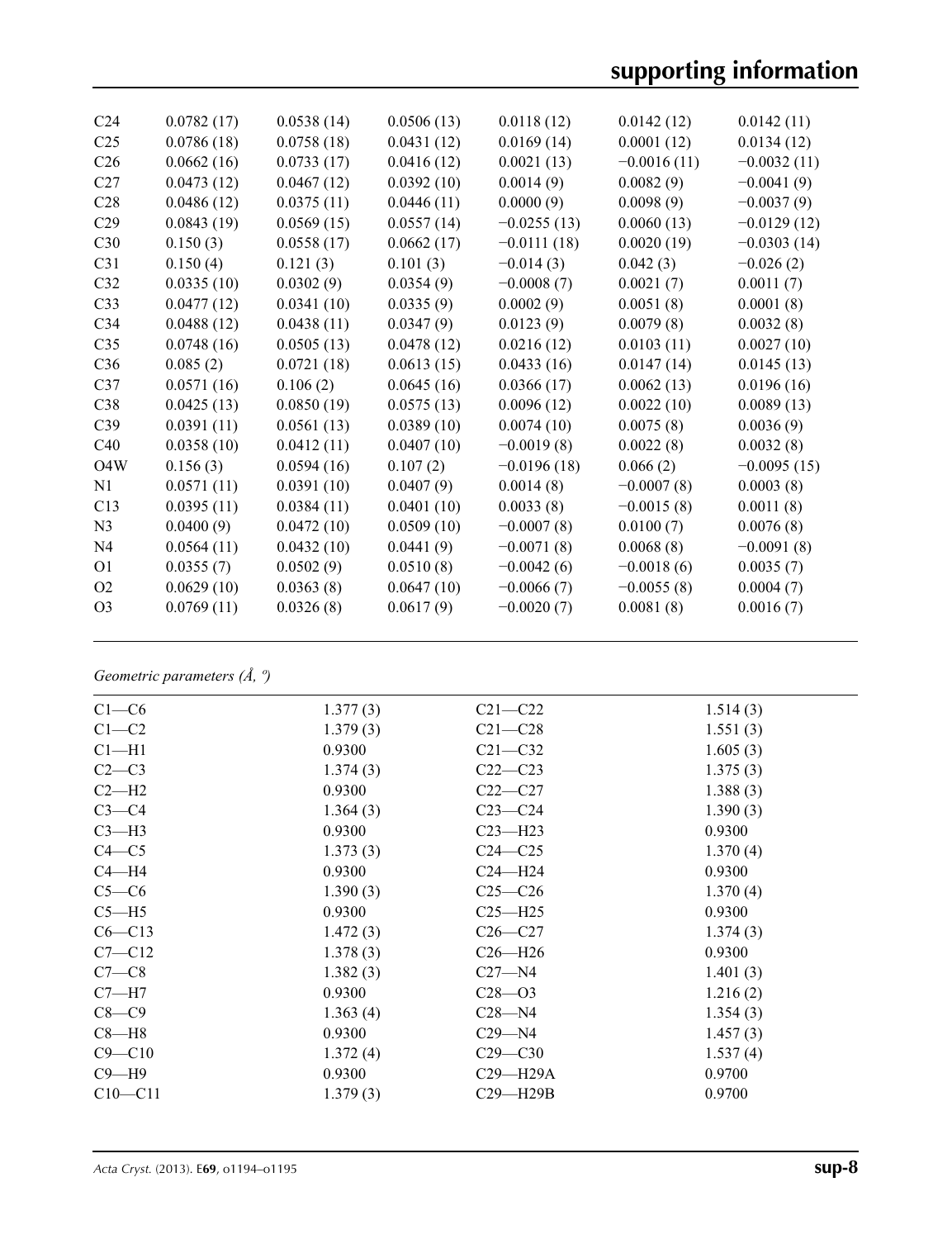| | | | | | | |
|---|---|---|---|---|---|---|
| C24 | 0.0782 (17) | 0.0538 (14) | 0.0506 (13) | 0.0118 (12) | 0.0142 (12) | 0.0142 (11) |
| C25 | 0.0786 (18) | 0.0758 (18) | 0.0431 (12) | 0.0169 (14) | 0.0001 (12) | 0.0134 (12) |
| C26 | 0.0662 (16) | 0.0733 (17) | 0.0416 (12) | 0.0021 (13) | −0.0016 (11) | −0.0032 (11) |
| C27 | 0.0473 (12) | 0.0467 (12) | 0.0392 (10) | 0.0014 (9) | 0.0082 (9) | −0.0041 (9) |
| C28 | 0.0486 (12) | 0.0375 (11) | 0.0446 (11) | 0.0000 (9) | 0.0098 (9) | −0.0037 (9) |
| C29 | 0.0843 (19) | 0.0569 (15) | 0.0557 (14) | −0.0255 (13) | 0.0060 (13) | −0.0129 (12) |
| C30 | 0.150 (3) | 0.0558 (17) | 0.0662 (17) | −0.0111 (18) | 0.0020 (19) | −0.0303 (14) |
| C31 | 0.150 (4) | 0.121 (3) | 0.101 (3) | −0.014 (3) | 0.042 (3) | −0.026 (2) |
| C32 | 0.0335 (10) | 0.0302 (9) | 0.0354 (9) | −0.0008 (7) | 0.0021 (7) | 0.0011 (7) |
| C33 | 0.0477 (12) | 0.0341 (10) | 0.0335 (9) | 0.0002 (9) | 0.0051 (8) | 0.0001 (8) |
| C34 | 0.0488 (12) | 0.0438 (11) | 0.0347 (9) | 0.0123 (9) | 0.0079 (8) | 0.0032 (8) |
| C35 | 0.0748 (16) | 0.0505 (13) | 0.0478 (12) | 0.0216 (12) | 0.0103 (11) | 0.0027 (10) |
| C36 | 0.085 (2) | 0.0721 (18) | 0.0613 (15) | 0.0433 (16) | 0.0147 (14) | 0.0145 (13) |
| C37 | 0.0571 (16) | 0.106 (2) | 0.0645 (16) | 0.0366 (17) | 0.0062 (13) | 0.0196 (16) |
| C38 | 0.0425 (13) | 0.0850 (19) | 0.0575 (13) | 0.0096 (12) | 0.0022 (10) | 0.0089 (13) |
| C39 | 0.0391 (11) | 0.0561 (13) | 0.0389 (10) | 0.0074 (10) | 0.0075 (8) | 0.0036 (9) |
| C40 | 0.0358 (10) | 0.0412 (11) | 0.0407 (10) | −0.0019 (8) | 0.0022 (8) | 0.0032 (8) |
| O4W | 0.156 (3) | 0.0594 (16) | 0.107 (2) | −0.0196 (18) | 0.066 (2) | −0.0095 (15) |
| N1 | 0.0571 (11) | 0.0391 (10) | 0.0407 (9) | 0.0014 (8) | −0.0007 (8) | 0.0003 (8) |
| C13 | 0.0395 (11) | 0.0384 (11) | 0.0401 (10) | 0.0033 (8) | −0.0015 (8) | 0.0011 (8) |
| N3 | 0.0400 (9) | 0.0472 (10) | 0.0509 (10) | −0.0007 (8) | 0.0100 (7) | 0.0076 (8) |
| N4 | 0.0564 (11) | 0.0432 (10) | 0.0441 (9) | −0.0071 (8) | 0.0068 (8) | −0.0091 (8) |
| O1 | 0.0355 (7) | 0.0502 (9) | 0.0510 (8) | −0.0042 (6) | −0.0018 (6) | 0.0035 (7) |
| O2 | 0.0629 (10) | 0.0363 (8) | 0.0647 (10) | −0.0066 (7) | −0.0055 (8) | 0.0004 (7) |
| O3 | 0.0769 (11) | 0.0326 (8) | 0.0617 (9) | −0.0020 (7) | 0.0081 (8) | 0.0016 (7) |

*Geometric parameters (Å, º)*

| | | | |
|---|---|---|---|
| C1—C6 | 1.377 (3) | C21—C22 | 1.514 (3) |
| C1—C2 | 1.379 (3) | C21—C28 | 1.551 (3) |
| C1—H1 | 0.9300 | C21—C32 | 1.605 (3) |
| C2—C3 | 1.374 (3) | C22—C23 | 1.375 (3) |
| C2—H2 | 0.9300 | C22—C27 | 1.388 (3) |
| C3—C4 | 1.364 (3) | C23—C24 | 1.390 (3) |
| C3—H3 | 0.9300 | C23—H23 | 0.9300 |
| C4—C5 | 1.373 (3) | C24—C25 | 1.370 (4) |
| C4—H4 | 0.9300 | C24—H24 | 0.9300 |
| C5—C6 | 1.390 (3) | C25—C26 | 1.370 (4) |
| C5—H5 | 0.9300 | C25—H25 | 0.9300 |
| C6—C13 | 1.472 (3) | C26—C27 | 1.374 (3) |
| C7—C12 | 1.378 (3) | C26—H26 | 0.9300 |
| C7—C8 | 1.382 (3) | C27—N4 | 1.401 (3) |
| C7—H7 | 0.9300 | C28—O3 | 1.216 (2) |
| C8—C9 | 1.363 (4) | C28—N4 | 1.354 (3) |
| C8—H8 | 0.9300 | C29—N4 | 1.457 (3) |
| C9—C10 | 1.372 (4) | C29—C30 | 1.537 (4) |
| C9—H9 | 0.9300 | C29—H29A | 0.9700 |
| C10—C11 | 1.379 (3) | C29—H29B | 0.9700 |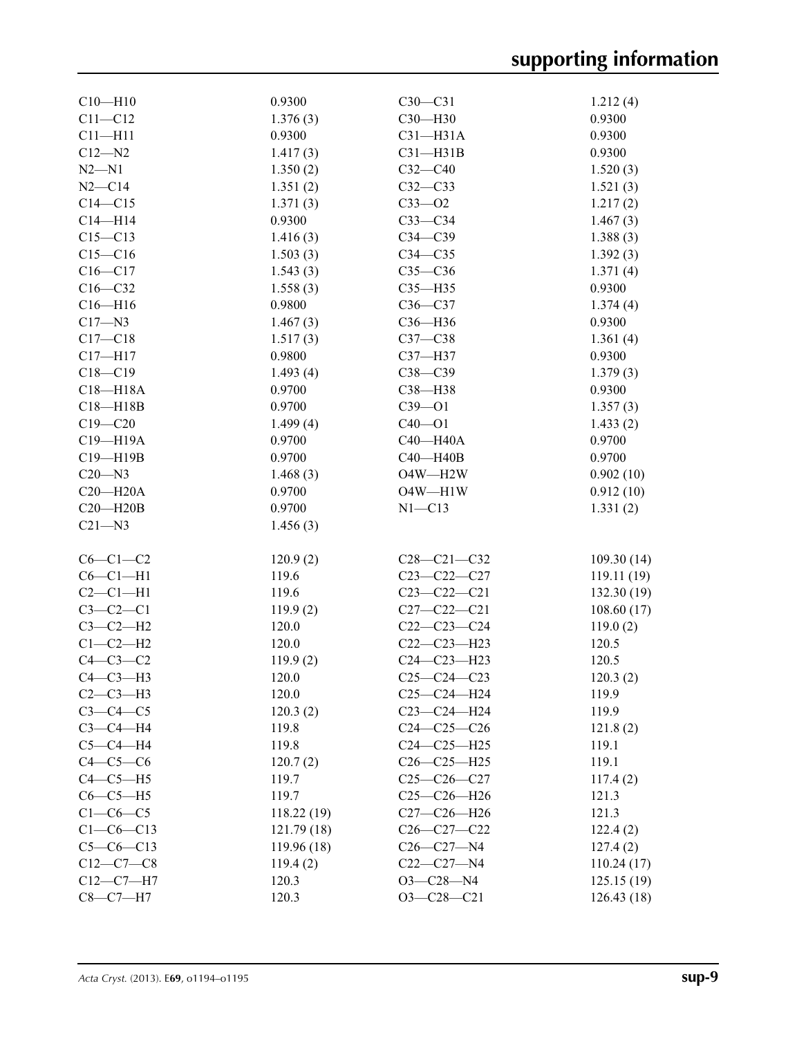| | | | |
|---|---|---|---|
| C10—H10 | 0.9300 | C30—C31 | 1.212 (4) |
| C11—C12 | 1.376 (3) | C30—H30 | 0.9300 |
| C11—H11 | 0.9300 | C31—H31A | 0.9300 |
| C12—N2 | 1.417 (3) | C31—H31B | 0.9300 |
| N2—N1 | 1.350 (2) | C32—C40 | 1.520 (3) |
| N2—C14 | 1.351 (2) | C32—C33 | 1.521 (3) |
| C14—C15 | 1.371 (3) | C33—O2 | 1.217 (2) |
| C14—H14 | 0.9300 | C33—C34 | 1.467 (3) |
| C15—C13 | 1.416 (3) | C34—C39 | 1.388 (3) |
| C15—C16 | 1.503 (3) | C34—C35 | 1.392 (3) |
| C16—C17 | 1.543 (3) | C35—C36 | 1.371 (4) |
| C16—C32 | 1.558 (3) | C35—H35 | 0.9300 |
| C16—H16 | 0.9800 | C36—C37 | 1.374 (4) |
| C17—N3 | 1.467 (3) | C36—H36 | 0.9300 |
| C17—C18 | 1.517 (3) | C37—C38 | 1.361 (4) |
| C17—H17 | 0.9800 | C37—H37 | 0.9300 |
| C18—C19 | 1.493 (4) | C38—C39 | 1.379 (3) |
| C18—H18A | 0.9700 | C38—H38 | 0.9300 |
| C18—H18B | 0.9700 | C39—O1 | 1.357 (3) |
| C19—C20 | 1.499 (4) | C40—O1 | 1.433 (2) |
| C19—H19A | 0.9700 | C40—H40A | 0.9700 |
| C19—H19B | 0.9700 | C40—H40B | 0.9700 |
| C20—N3 | 1.468 (3) | O4W—H2W | 0.902 (10) |
| C20—H20A | 0.9700 | O4W—H1W | 0.912 (10) |
| C20—H20B | 0.9700 | N1—C13 | 1.331 (2) |
| C21—N3 | 1.456 (3) | | |
| | | | |
| C6—C1—C2 | 120.9 (2) | C28—C21—C32 | 109.30 (14) |
| C6—C1—H1 | 119.6 | C23—C22—C27 | 119.11 (19) |
| C2—C1—H1 | 119.6 | C23—C22—C21 | 132.30 (19) |
| C3—C2—C1 | 119.9 (2) | C27—C22—C21 | 108.60 (17) |
| C3—C2—H2 | 120.0 | C22—C23—C24 | 119.0 (2) |
| C1—C2—H2 | 120.0 | C22—C23—H23 | 120.5 |
| C4—C3—C2 | 119.9 (2) | C24—C23—H23 | 120.5 |
| C4—C3—H3 | 120.0 | C25—C24—C23 | 120.3 (2) |
| C2—C3—H3 | 120.0 | C25—C24—H24 | 119.9 |
| C3—C4—C5 | 120.3 (2) | C23—C24—H24 | 119.9 |
| C3—C4—H4 | 119.8 | C24—C25—C26 | 121.8 (2) |
| C5—C4—H4 | 119.8 | C24—C25—H25 | 119.1 |
| C4—C5—C6 | 120.7 (2) | C26—C25—H25 | 119.1 |
| C4—C5—H5 | 119.7 | C25—C26—C27 | 117.4 (2) |
| C6—C5—H5 | 119.7 | C25—C26—H26 | 121.3 |
| C1—C6—C5 | 118.22 (19) | C27—C26—H26 | 121.3 |
| C1—C6—C13 | 121.79 (18) | C26—C27—C22 | 122.4 (2) |
| C5—C6—C13 | 119.96 (18) | C26—C27—N4 | 127.4 (2) |
| C12—C7—C8 | 119.4 (2) | C22—C27—N4 | 110.24 (17) |
| C12—C7—H7 | 120.3 | O3—C28—N4 | 125.15 (19) |
| C8—C7—H7 | 120.3 | O3—C28—C21 | 126.43 (18) |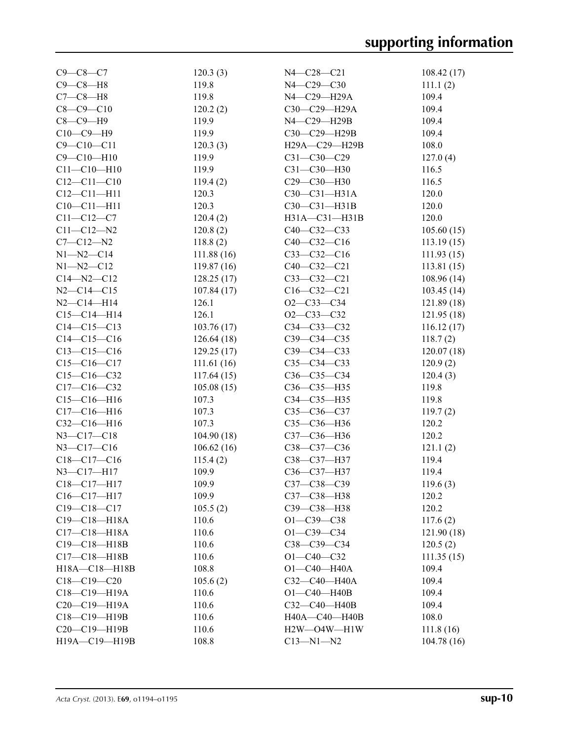| | | | |
|---|---|---|---|
| C9—C8—C7 | 120.3 (3) | N4—C28—C21 | 108.42 (17) |
| C9—C8—H8 | 119.8 | N4—C29—C30 | 111.1 (2) |
| C7—C8—H8 | 119.8 | N4—C29—H29A | 109.4 |
| C8—C9—C10 | 120.2 (2) | C30—C29—H29A | 109.4 |
| C8—C9—H9 | 119.9 | N4—C29—H29B | 109.4 |
| C10—C9—H9 | 119.9 | C30—C29—H29B | 109.4 |
| C9—C10—C11 | 120.3 (3) | H29A—C29—H29B | 108.0 |
| C9—C10—H10 | 119.9 | C31—C30—C29 | 127.0 (4) |
| C11—C10—H10 | 119.9 | C31—C30—H30 | 116.5 |
| C12—C11—C10 | 119.4 (2) | C29—C30—H30 | 116.5 |
| C12—C11—H11 | 120.3 | C30—C31—H31A | 120.0 |
| C10—C11—H11 | 120.3 | C30—C31—H31B | 120.0 |
| C11—C12—C7 | 120.4 (2) | H31A—C31—H31B | 120.0 |
| C11—C12—N2 | 120.8 (2) | C40—C32—C33 | 105.60 (15) |
| C7—C12—N2 | 118.8 (2) | C40—C32—C16 | 113.19 (15) |
| N1—N2—C14 | 111.88 (16) | C33—C32—C16 | 111.93 (15) |
| N1—N2—C12 | 119.87 (16) | C40—C32—C21 | 113.81 (15) |
| C14—N2—C12 | 128.25 (17) | C33—C32—C21 | 108.96 (14) |
| N2—C14—C15 | 107.84 (17) | C16—C32—C21 | 103.45 (14) |
| N2—C14—H14 | 126.1 | O2—C33—C34 | 121.89 (18) |
| C15—C14—H14 | 126.1 | O2—C33—C32 | 121.95 (18) |
| C14—C15—C13 | 103.76 (17) | C34—C33—C32 | 116.12 (17) |
| C14—C15—C16 | 126.64 (18) | C39—C34—C35 | 118.7 (2) |
| C13—C15—C16 | 129.25 (17) | C39—C34—C33 | 120.07 (18) |
| C15—C16—C17 | 111.61 (16) | C35—C34—C33 | 120.9 (2) |
| C15—C16—C32 | 117.64 (15) | C36—C35—C34 | 120.4 (3) |
| C17—C16—C32 | 105.08 (15) | C36—C35—H35 | 119.8 |
| C15—C16—H16 | 107.3 | C34—C35—H35 | 119.8 |
| C17—C16—H16 | 107.3 | C35—C36—C37 | 119.7 (2) |
| C32—C16—H16 | 107.3 | C35—C36—H36 | 120.2 |
| N3—C17—C18 | 104.90 (18) | C37—C36—H36 | 120.2 |
| N3—C17—C16 | 106.62 (16) | C38—C37—C36 | 121.1 (2) |
| C18—C17—C16 | 115.4 (2) | C38—C37—H37 | 119.4 |
| N3—C17—H17 | 109.9 | C36—C37—H37 | 119.4 |
| C18—C17—H17 | 109.9 | C37—C38—C39 | 119.6 (3) |
| C16—C17—H17 | 109.9 | C37—C38—H38 | 120.2 |
| C19—C18—C17 | 105.5 (2) | C39—C38—H38 | 120.2 |
| C19—C18—H18A | 110.6 | O1—C39—C38 | 117.6 (2) |
| C17—C18—H18A | 110.6 | O1—C39—C34 | 121.90 (18) |
| C19—C18—H18B | 110.6 | C38—C39—C34 | 120.5 (2) |
| C17—C18—H18B | 110.6 | O1—C40—C32 | 111.35 (15) |
| H18A—C18—H18B | 108.8 | O1—C40—H40A | 109.4 |
| C18—C19—C20 | 105.6 (2) | C32—C40—H40A | 109.4 |
| C18—C19—H19A | 110.6 | O1—C40—H40B | 109.4 |
| C20—C19—H19A | 110.6 | C32—C40—H40B | 109.4 |
| C18—C19—H19B | 110.6 | H40A—C40—H40B | 108.0 |
| C20—C19—H19B | 110.6 | H2W—O4W—H1W | 111.8 (16) |
| H19A—C19—H19B | 108.8 | C13—N1—N2 | 104.78 (16) |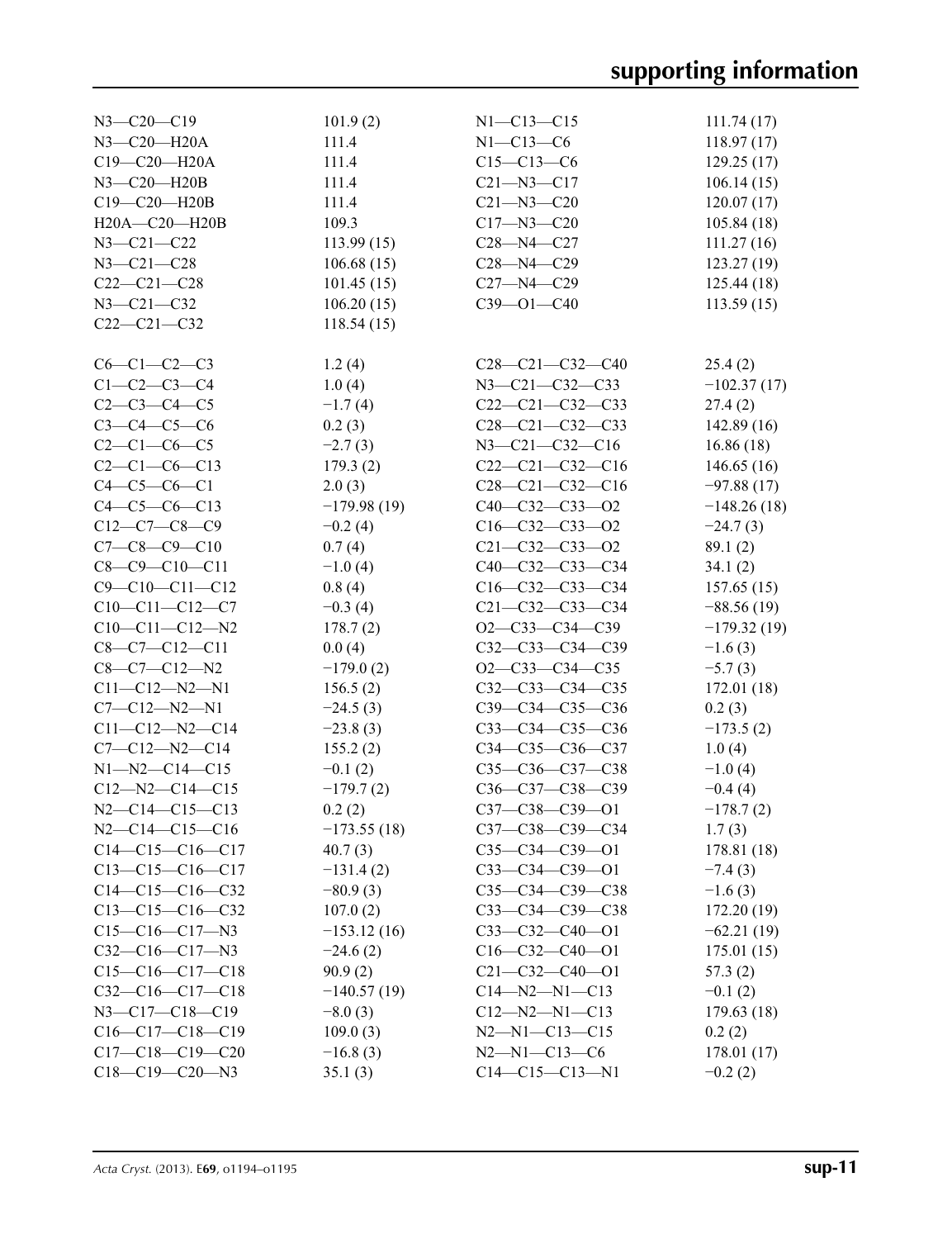| | | | |
|---|---|---|---|
| N3—C20—C19 | 101.9 (2) | N1—C13—C15 | 111.74 (17) |
| N3—C20—H20A | 111.4 | N1—C13—C6 | 118.97 (17) |
| C19—C20—H20A | 111.4 | C15—C13—C6 | 129.25 (17) |
| N3—C20—H20B | 111.4 | C21—N3—C17 | 106.14 (15) |
| C19—C20—H20B | 111.4 | C21—N3—C20 | 120.07 (17) |
| H20A—C20—H20B | 109.3 | C17—N3—C20 | 105.84 (18) |
| N3—C21—C22 | 113.99 (15) | C28—N4—C27 | 111.27 (16) |
| N3—C21—C28 | 106.68 (15) | C28—N4—C29 | 123.27 (19) |
| C22—C21—C28 | 101.45 (15) | C27—N4—C29 | 125.44 (18) |
| N3—C21—C32 | 106.20 (15) | C39—O1—C40 | 113.59 (15) |
| C22—C21—C32 | 118.54 (15) | | |

| | | | |
|---|---|---|---|
| C6—C1—C2—C3 | 1.2 (4) | C28—C21—C32—C40 | 25.4 (2) |
| C1—C2—C3—C4 | 1.0 (4) | N3—C21—C32—C33 | −102.37 (17) |
| C2—C3—C4—C5 | −1.7 (4) | C22—C21—C32—C33 | 27.4 (2) |
| C3—C4—C5—C6 | 0.2 (3) | C28—C21—C32—C33 | 142.89 (16) |
| C2—C1—C6—C5 | −2.7 (3) | N3—C21—C32—C16 | 16.86 (18) |
| C2—C1—C6—C13 | 179.3 (2) | C22—C21—C32—C16 | 146.65 (16) |
| C4—C5—C6—C1 | 2.0 (3) | C28—C21—C32—C16 | −97.88 (17) |
| C4—C5—C6—C13 | −179.98 (19) | C40—C32—C33—O2 | −148.26 (18) |
| C12—C7—C8—C9 | −0.2 (4) | C16—C32—C33—O2 | −24.7 (3) |
| C7—C8—C9—C10 | 0.7 (4) | C21—C32—C33—O2 | 89.1 (2) |
| C8—C9—C10—C11 | −1.0 (4) | C40—C32—C33—C34 | 34.1 (2) |
| C9—C10—C11—C12 | 0.8 (4) | C16—C32—C33—C34 | 157.65 (15) |
| C10—C11—C12—C7 | −0.3 (4) | C21—C32—C33—C34 | −88.56 (19) |
| C10—C11—C12—N2 | 178.7 (2) | O2—C33—C34—C39 | −179.32 (19) |
| C8—C7—C12—C11 | 0.0 (4) | C32—C33—C34—C39 | −1.6 (3) |
| C8—C7—C12—N2 | −179.0 (2) | O2—C33—C34—C35 | −5.7 (3) |
| C11—C12—N2—N1 | 156.5 (2) | C32—C33—C34—C35 | 172.01 (18) |
| C7—C12—N2—N1 | −24.5 (3) | C39—C34—C35—C36 | 0.2 (3) |
| C11—C12—N2—C14 | −23.8 (3) | C33—C34—C35—C36 | −173.5 (2) |
| C7—C12—N2—C14 | 155.2 (2) | C34—C35—C36—C37 | 1.0 (4) |
| N1—N2—C14—C15 | −0.1 (2) | C35—C36—C37—C38 | −1.0 (4) |
| C12—N2—C14—C15 | −179.7 (2) | C36—C37—C38—C39 | −0.4 (4) |
| N2—C14—C15—C13 | 0.2 (2) | C37—C38—C39—O1 | −178.7 (2) |
| N2—C14—C15—C16 | −173.55 (18) | C37—C38—C39—C34 | 1.7 (3) |
| C14—C15—C16—C17 | 40.7 (3) | C35—C34—C39—O1 | 178.81 (18) |
| C13—C15—C16—C17 | −131.4 (2) | C33—C34—C39—O1 | −7.4 (3) |
| C14—C15—C16—C32 | −80.9 (3) | C35—C34—C39—C38 | −1.6 (3) |
| C13—C15—C16—C32 | 107.0 (2) | C33—C34—C39—C38 | 172.20 (19) |
| C15—C16—C17—N3 | −153.12 (16) | C33—C32—C40—O1 | −62.21 (19) |
| C32—C16—C17—N3 | −24.6 (2) | C16—C32—C40—O1 | 175.01 (15) |
| C15—C16—C17—C18 | 90.9 (2) | C21—C32—C40—O1 | 57.3 (2) |
| C32—C16—C17—C18 | −140.57 (19) | C14—N2—N1—C13 | −0.1 (2) |
| N3—C17—C18—C19 | −8.0 (3) | C12—N2—N1—C13 | 179.63 (18) |
| C16—C17—C18—C19 | 109.0 (3) | N2—N1—C13—C15 | 0.2 (2) |
| C17—C18—C19—C20 | −16.8 (3) | N2—N1—C13—C6 | 178.01 (17) |
| C18—C19—C20—N3 | 35.1 (3) | C14—C15—C13—N1 | −0.2 (2) |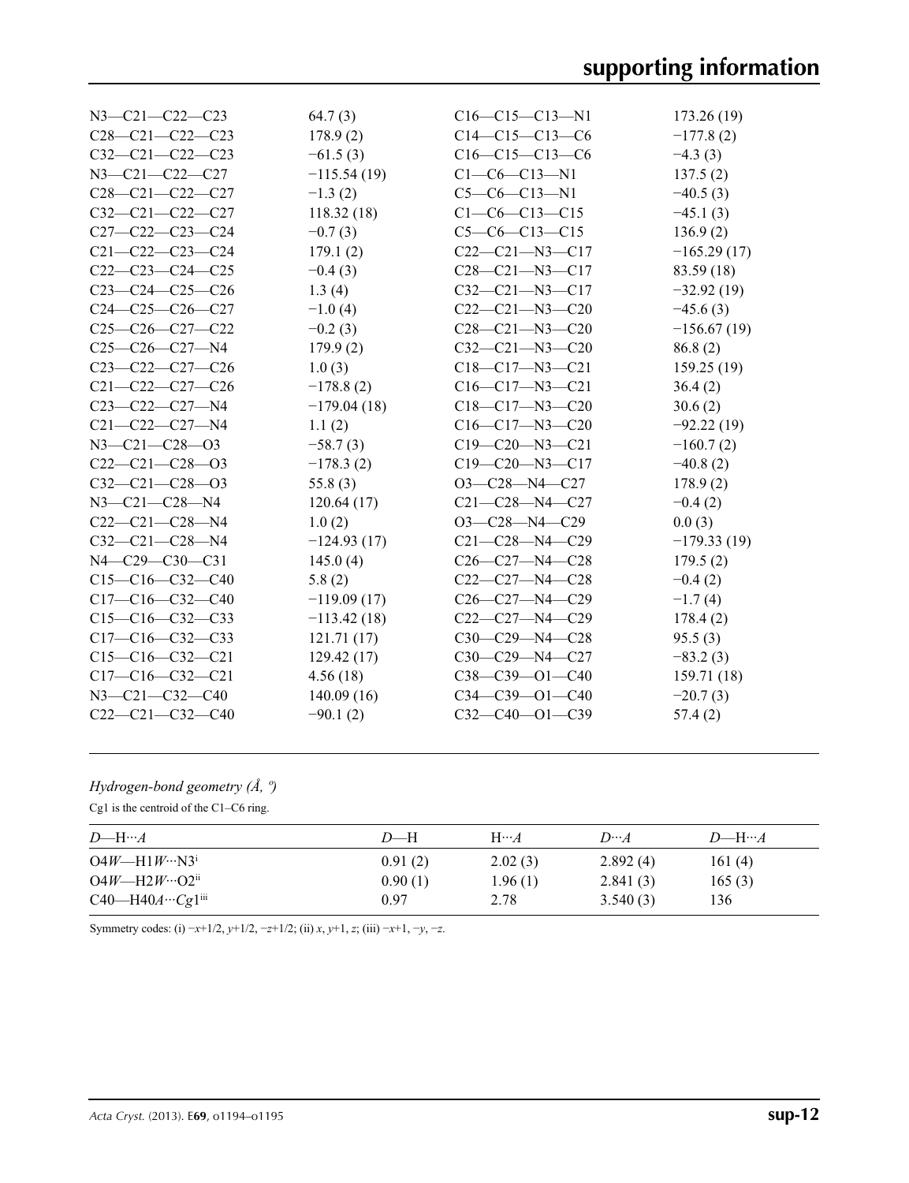| | | | |
|---|---|---|---|
| N3—C21—C22—C23 | 64.7 (3) | C16—C15—C13—N1 | 173.26 (19) |
| C28—C21—C22—C23 | 178.9 (2) | C14—C15—C13—C6 | −177.8 (2) |
| C32—C21—C22—C23 | −61.5 (3) | C16—C15—C13—C6 | −4.3 (3) |
| N3—C21—C22—C27 | −115.54 (19) | C1—C6—C13—N1 | 137.5 (2) |
| C28—C21—C22—C27 | −1.3 (2) | C5—C6—C13—N1 | −40.5 (3) |
| C32—C21—C22—C27 | 118.32 (18) | C1—C6—C13—C15 | −45.1 (3) |
| C27—C22—C23—C24 | −0.7 (3) | C5—C6—C13—C15 | 136.9 (2) |
| C21—C22—C23—C24 | 179.1 (2) | C22—C21—N3—C17 | −165.29 (17) |
| C22—C23—C24—C25 | −0.4 (3) | C28—C21—N3—C17 | 83.59 (18) |
| C23—C24—C25—C26 | 1.3 (4) | C32—C21—N3—C17 | −32.92 (19) |
| C24—C25—C26—C27 | −1.0 (4) | C22—C21—N3—C20 | −45.6 (3) |
| C25—C26—C27—C22 | −0.2 (3) | C28—C21—N3—C20 | −156.67 (19) |
| C25—C26—C27—N4 | 179.9 (2) | C32—C21—N3—C20 | 86.8 (2) |
| C23—C22—C27—C26 | 1.0 (3) | C18—C17—N3—C21 | 159.25 (19) |
| C21—C22—C27—C26 | −178.8 (2) | C16—C17—N3—C21 | 36.4 (2) |
| C23—C22—C27—N4 | −179.04 (18) | C18—C17—N3—C20 | 30.6 (2) |
| C21—C22—C27—N4 | 1.1 (2) | C16—C17—N3—C20 | −92.22 (19) |
| N3—C21—C28—O3 | −58.7 (3) | C19—C20—N3—C21 | −160.7 (2) |
| C22—C21—C28—O3 | −178.3 (2) | C19—C20—N3—C17 | −40.8 (2) |
| C32—C21—C28—O3 | 55.8 (3) | O3—C28—N4—C27 | 178.9 (2) |
| N3—C21—C28—N4 | 120.64 (17) | C21—C28—N4—C27 | −0.4 (2) |
| C22—C21—C28—N4 | 1.0 (2) | O3—C28—N4—C29 | 0.0 (3) |
| C32—C21—C28—N4 | −124.93 (17) | C21—C28—N4—C29 | −179.33 (19) |
| N4—C29—C30—C31 | 145.0 (4) | C26—C27—N4—C28 | 179.5 (2) |
| C15—C16—C32—C40 | 5.8 (2) | C22—C27—N4—C28 | −0.4 (2) |
| C17—C16—C32—C40 | −119.09 (17) | C26—C27—N4—C29 | −1.7 (4) |
| C15—C16—C32—C33 | −113.42 (18) | C22—C27—N4—C29 | 178.4 (2) |
| C17—C16—C32—C33 | 121.71 (17) | C30—C29—N4—C28 | 95.5 (3) |
| C15—C16—C32—C21 | 129.42 (17) | C30—C29—N4—C27 | −83.2 (3) |
| C17—C16—C32—C21 | 4.56 (18) | C38—C39—O1—C40 | 159.71 (18) |
| N3—C21—C32—C40 | 140.09 (16) | C34—C39—O1—C40 | −20.7 (3) |
| C22—C21—C32—C40 | −90.1 (2) | C32—C40—O1—C39 | 57.4 (2) |

*Hydrogen-bond geometry (Å, º)*

Cg1 is the centroid of the C1–C6 ring.

| *D*—H···*A* | *D*—H | H···*A* | *D*···*A* | *D*—H···*A* |
|---|---|---|---|---|
| O4*W*—H1*W*···N3[i] | 0.91 (2) | 2.02 (3) | 2.892 (4) | 161 (4) |
| O4*W*—H2*W*···O2[ii] | 0.90 (1) | 1.96 (1) | 2.841 (3) | 165 (3) |
| C40—H40*A*···*Cg*1[iii] | 0.97 | 2.78 | 3.540 (3) | 136 |

Symmetry codes: (i) −*x*+1/2, *y*+1/2, −*z*+1/2; (ii) *x*, *y*+1, *z*; (iii) −*x*+1, −*y*, −*z*.